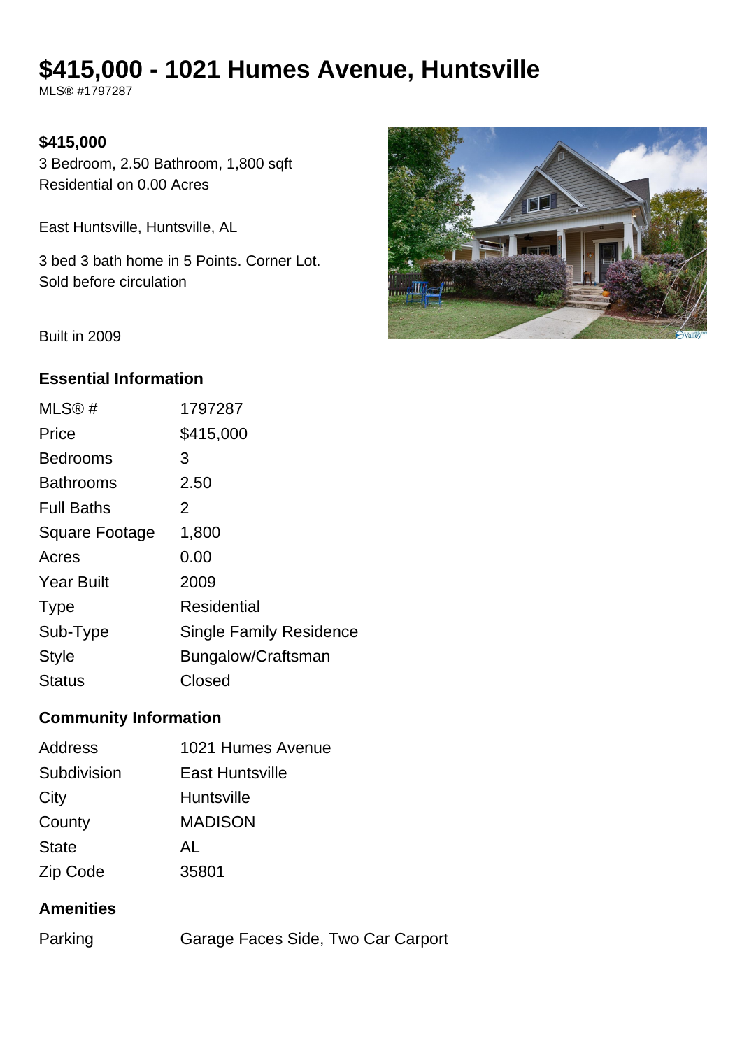# $415,000 - 1021 Humes Avenue, Huntsville

MLS® #1797287

**$415,000**

3 Bedroom, 2.50 Bathroom, 1,800 sqft
Residential on 0.00 Acres

East Huntsville, Huntsville, AL

3 bed 3 bath home in 5 Points. Corner Lot.
Sold before circulation

Built in 2009

### Essential Information

| | |
|---|---|
| MLS® # | 1797287 |
| Price | $415,000 |
| Bedrooms | 3 |
| Bathrooms | 2.50 |
| Full Baths | 2 |
| Square Footage | 1,800 |
| Acres | 0.00 |
| Year Built | 2009 |
| Type | Residential |
| Sub-Type | Single Family Residence |
| Style | Bungalow/Craftsman |
| Status | Closed |

### Community Information

| | |
|---|---|
| Address | 1021 Humes Avenue |
| Subdivision | East Huntsville |
| City | Huntsville |
| County | MADISON |
| State | AL |
| Zip Code | 35801 |

### Amenities

| | |
|---|---|
| Parking | Garage Faces Side, Two Car Carport |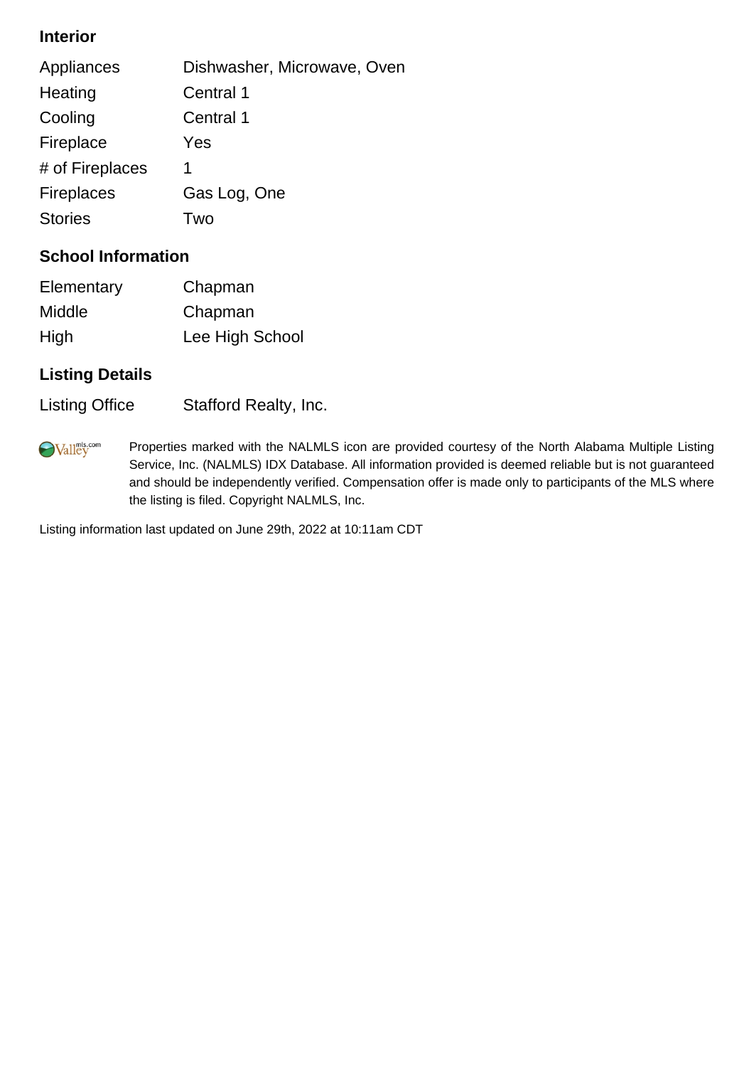### Interior

| | |
|---|---|
| Appliances | Dishwasher, Microwave, Oven |
| Heating | Central 1 |
| Cooling | Central 1 |
| Fireplace | Yes |
| # of Fireplaces | 1 |
| Fireplaces | Gas Log, One |
| Stories | Two |

### School Information

| | |
|---|---|
| Elementary | Chapman |
| Middle | Chapman |
| High | Lee High School |

### Listing Details

| | |
|---|---|
| Listing Office | Stafford Realty, Inc. |

Properties marked with the NALMLS icon are provided courtesy of the North Alabama Multiple Listing Service, Inc. (NALMLS) IDX Database. All information provided is deemed reliable but is not guaranteed and should be independently verified. Compensation offer is made only to participants of the MLS where the listing is filed. Copyright NALMLS, Inc.

Listing information last updated on June 29th, 2022 at 10:11am CDT